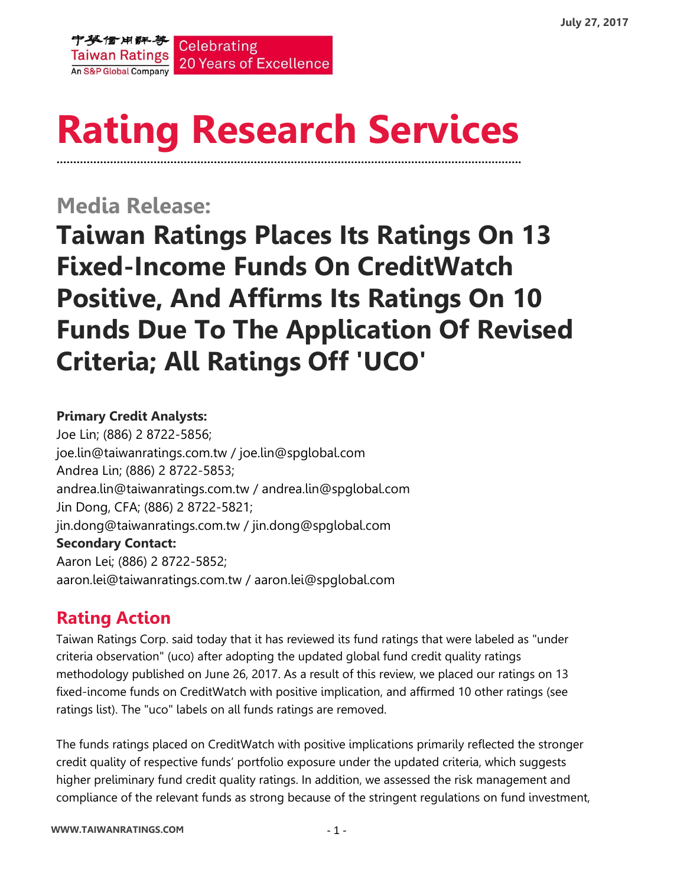July 27, 2017

# Rating Research Services

## Media Release:

# Taiwan Ratings Places Its Ratings On 13 Fixed-Income Funds On CreditWatch Positive, And Affirms Its Ratings On 10 Funds Due To The Application Of Revised Criteria; All Ratings Off 'UCO'

**Primary Credit Analysts:**
Joe Lin; (886) 2 8722-5856;
joe.lin@taiwanratings.com.tw / joe.lin@spglobal.com
Andrea Lin; (886) 2 8722-5853;
andrea.lin@taiwanratings.com.tw / andrea.lin@spglobal.com
Jin Dong, CFA; (886) 2 8722-5821;
jin.dong@taiwanratings.com.tw / jin.dong@spglobal.com
**Secondary Contact:**
Aaron Lei; (886) 2 8722-5852;
aaron.lei@taiwanratings.com.tw / aaron.lei@spglobal.com

## Rating Action

Taiwan Ratings Corp. said today that it has reviewed its fund ratings that were labeled as "under criteria observation" (uco) after adopting the updated global fund credit quality ratings methodology published on June 26, 2017. As a result of this review, we placed our ratings on 13 fixed-income funds on CreditWatch with positive implication, and affirmed 10 other ratings (see ratings list). The "uco" labels on all funds ratings are removed.

The funds ratings placed on CreditWatch with positive implications primarily reflected the stronger credit quality of respective funds' portfolio exposure under the updated criteria, which suggests higher preliminary fund credit quality ratings. In addition, we assessed the risk management and compliance of the relevant funds as strong because of the stringent regulations on fund investment,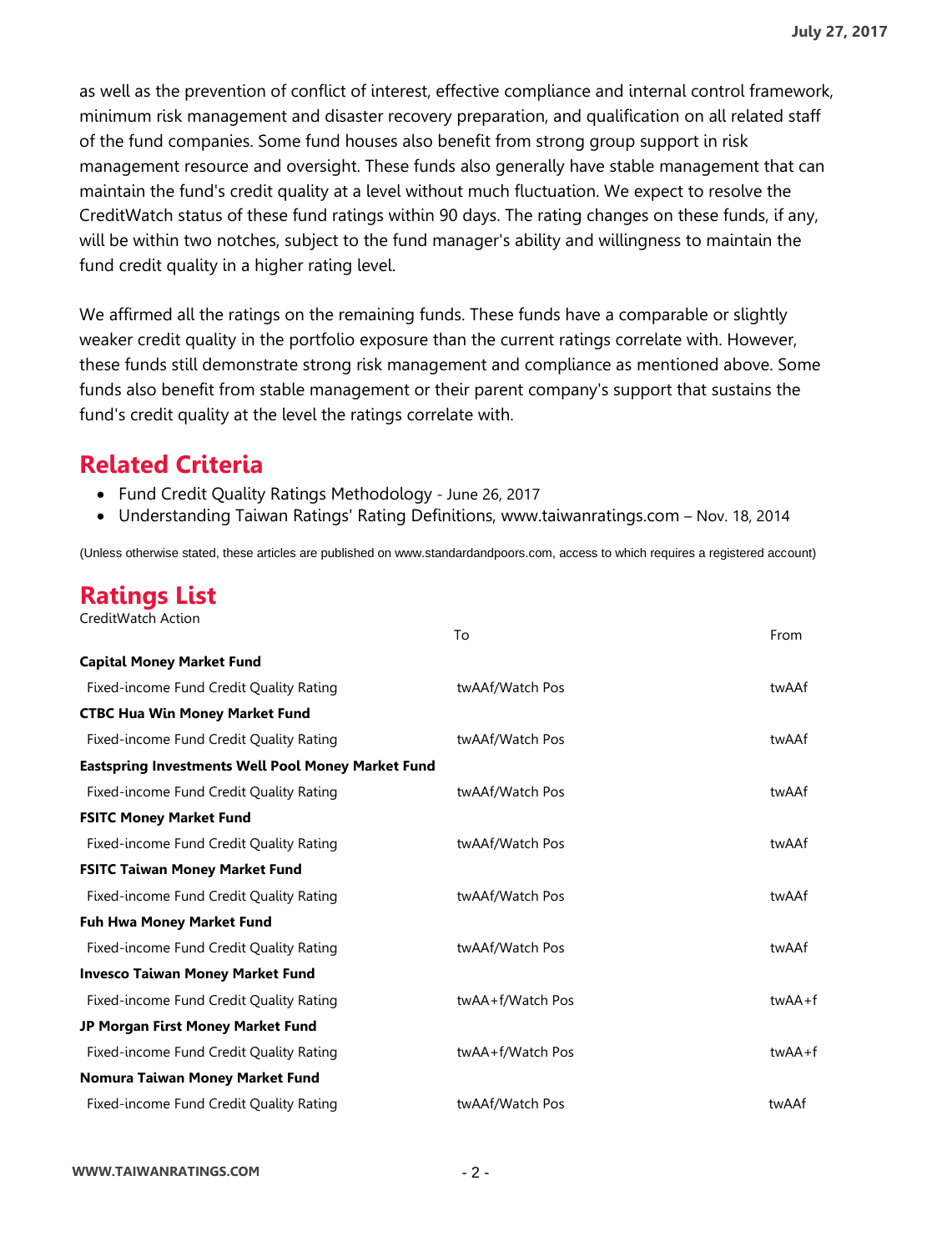as well as the prevention of conflict of interest, effective compliance and internal control framework, minimum risk management and disaster recovery preparation, and qualification on all related staff of the fund companies. Some fund houses also benefit from strong group support in risk management resource and oversight. These funds also generally have stable management that can maintain the fund's credit quality at a level without much fluctuation. We expect to resolve the CreditWatch status of these fund ratings within 90 days. The rating changes on these funds, if any, will be within two notches, subject to the fund manager's ability and willingness to maintain the fund credit quality in a higher rating level.

We affirmed all the ratings on the remaining funds. These funds have a comparable or slightly weaker credit quality in the portfolio exposure than the current ratings correlate with. However, these funds still demonstrate strong risk management and compliance as mentioned above. Some funds also benefit from stable management or their parent company's support that sustains the fund's credit quality at the level the ratings correlate with.

## Related Criteria

- Fund Credit Quality Ratings Methodology - June 26, 2017
- Understanding Taiwan Ratings' Rating Definitions, www.taiwanratings.com – Nov. 18, 2014

(Unless otherwise stated, these articles are published on www.standardandpoors.com, access to which requires a registered account)

## Ratings List

CreditWatch Action

| | To | From |
|---|---|---|
| **Capital Money Market Fund** | | |
| Fixed-income Fund Credit Quality Rating | twAAf/Watch Pos | twAAf |
| **CTBC Hua Win Money Market Fund** | | |
| Fixed-income Fund Credit Quality Rating | twAAf/Watch Pos | twAAf |
| **Eastspring Investments Well Pool Money Market Fund** | | |
| Fixed-income Fund Credit Quality Rating | twAAf/Watch Pos | twAAf |
| **FSITC Money Market Fund** | | |
| Fixed-income Fund Credit Quality Rating | twAAf/Watch Pos | twAAf |
| **FSITC Taiwan Money Market Fund** | | |
| Fixed-income Fund Credit Quality Rating | twAAf/Watch Pos | twAAf |
| **Fuh Hwa Money Market Fund** | | |
| Fixed-income Fund Credit Quality Rating | twAAf/Watch Pos | twAAf |
| **Invesco Taiwan Money Market Fund** | | |
| Fixed-income Fund Credit Quality Rating | twAA+f/Watch Pos | twAA+f |
| **JP Morgan First Money Market Fund** | | |
| Fixed-income Fund Credit Quality Rating | twAA+f/Watch Pos | twAA+f |
| **Nomura Taiwan Money Market Fund** | | |
| Fixed-income Fund Credit Quality Rating | twAAf/Watch Pos | twAAf |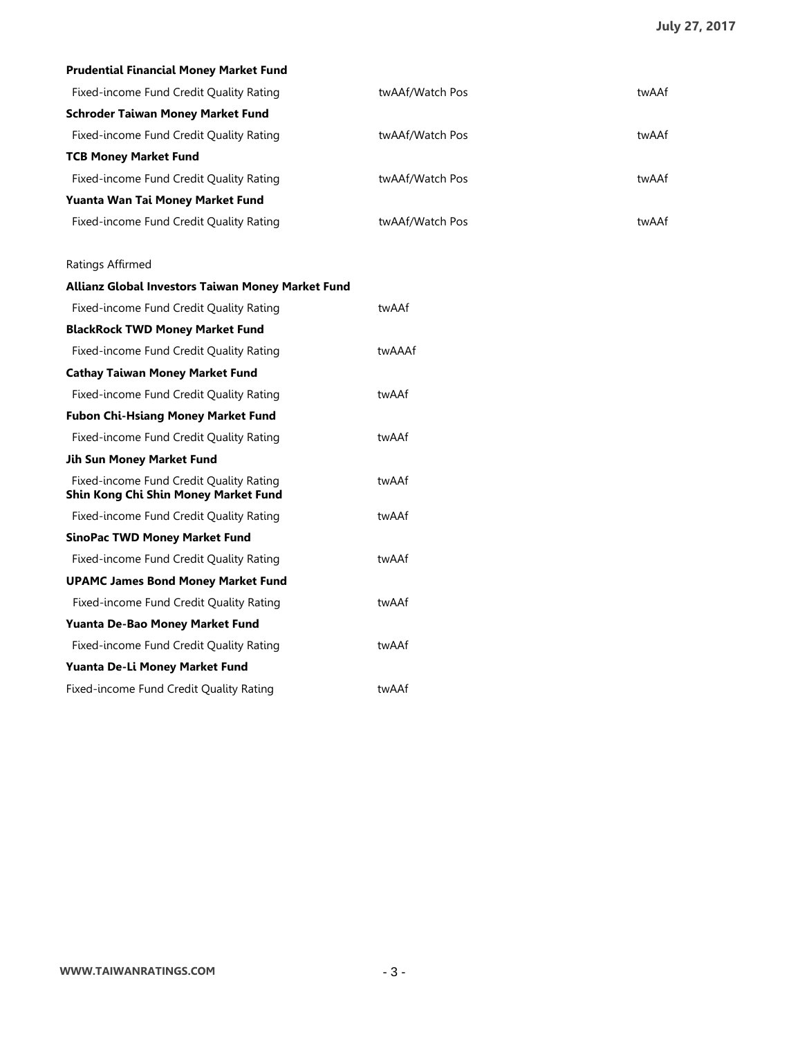| | | |
|---|---|---|
| **Prudential Financial Money Market Fund** | | |
| Fixed-income Fund Credit Quality Rating | twAAf/Watch Pos | twAAf |
| **Schroder Taiwan Money Market Fund** | | |
| Fixed-income Fund Credit Quality Rating | twAAf/Watch Pos | twAAf |
| **TCB Money Market Fund** | | |
| Fixed-income Fund Credit Quality Rating | twAAf/Watch Pos | twAAf |
| **Yuanta Wan Tai Money Market Fund** | | |
| Fixed-income Fund Credit Quality Rating | twAAf/Watch Pos | twAAf |

Ratings Affirmed

| | |
|---|---|
| **Allianz Global Investors Taiwan Money Market Fund** | |
| Fixed-income Fund Credit Quality Rating | twAAf |
| **BlackRock TWD Money Market Fund** | |
| Fixed-income Fund Credit Quality Rating | twAAAf |
| **Cathay Taiwan Money Market Fund** | |
| Fixed-income Fund Credit Quality Rating | twAAf |
| **Fubon Chi-Hsiang Money Market Fund** | |
| Fixed-income Fund Credit Quality Rating | twAAf |
| **Jih Sun Money Market Fund** | |
| Fixed-income Fund Credit Quality Rating | twAAf |
| **Shin Kong Chi Shin Money Market Fund** | |
| Fixed-income Fund Credit Quality Rating | twAAf |
| **SinoPac TWD Money Market Fund** | |
| Fixed-income Fund Credit Quality Rating | twAAf |
| **UPAMC James Bond Money Market Fund** | |
| Fixed-income Fund Credit Quality Rating | twAAf |
| **Yuanta De-Bao Money Market Fund** | |
| Fixed-income Fund Credit Quality Rating | twAAf |
| **Yuanta De-Li Money Market Fund** | |
| Fixed-income Fund Credit Quality Rating | twAAf |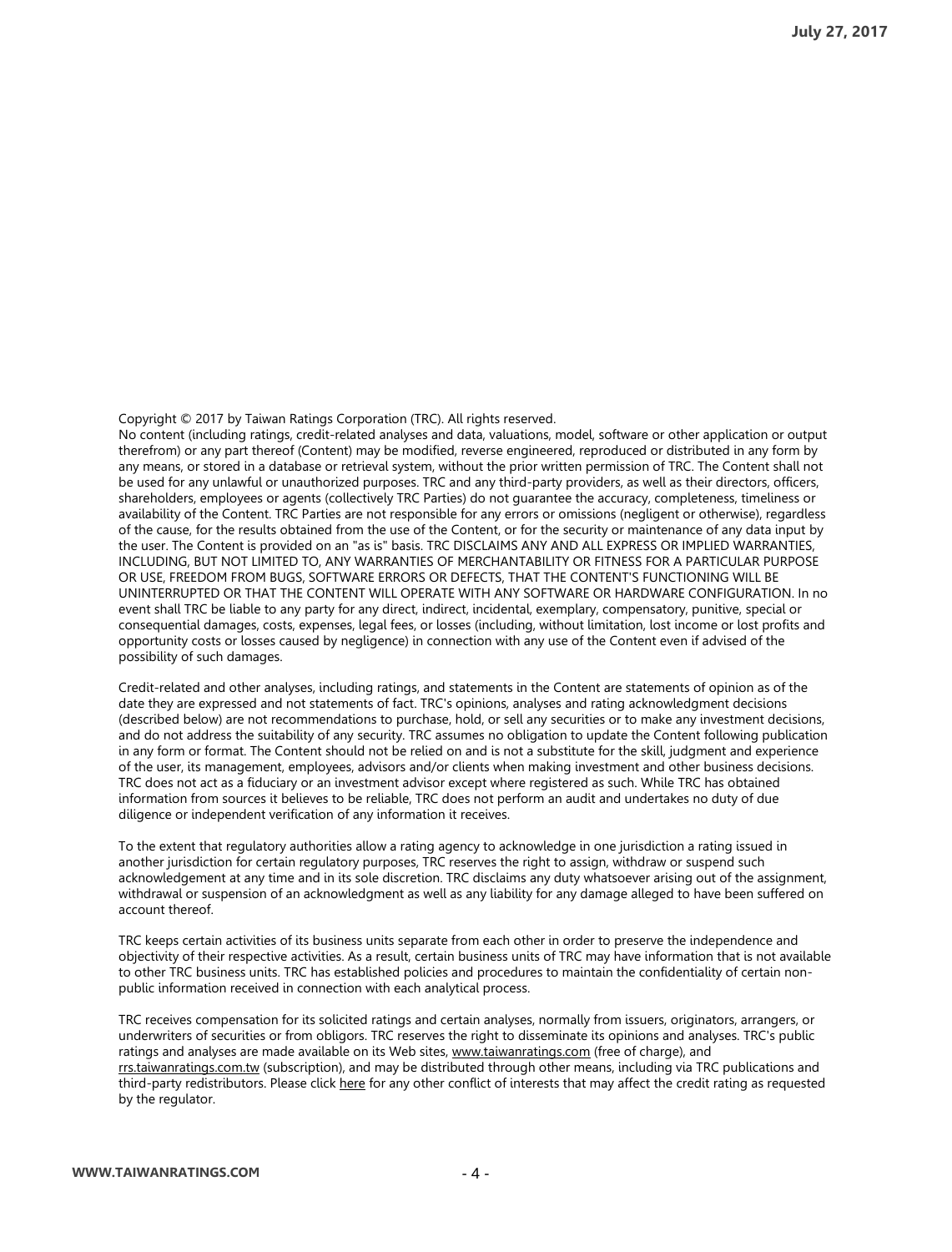Copyright © 2017 by Taiwan Ratings Corporation (TRC). All rights reserved.
No content (including ratings, credit-related analyses and data, valuations, model, software or other application or output therefrom) or any part thereof (Content) may be modified, reverse engineered, reproduced or distributed in any form by any means, or stored in a database or retrieval system, without the prior written permission of TRC. The Content shall not be used for any unlawful or unauthorized purposes. TRC and any third-party providers, as well as their directors, officers, shareholders, employees or agents (collectively TRC Parties) do not guarantee the accuracy, completeness, timeliness or availability of the Content. TRC Parties are not responsible for any errors or omissions (negligent or otherwise), regardless of the cause, for the results obtained from the use of the Content, or for the security or maintenance of any data input by the user. The Content is provided on an "as is" basis. TRC DISCLAIMS ANY AND ALL EXPRESS OR IMPLIED WARRANTIES, INCLUDING, BUT NOT LIMITED TO, ANY WARRANTIES OF MERCHANTABILITY OR FITNESS FOR A PARTICULAR PURPOSE OR USE, FREEDOM FROM BUGS, SOFTWARE ERRORS OR DEFECTS, THAT THE CONTENT'S FUNCTIONING WILL BE UNINTERRUPTED OR THAT THE CONTENT WILL OPERATE WITH ANY SOFTWARE OR HARDWARE CONFIGURATION. In no event shall TRC be liable to any party for any direct, indirect, incidental, exemplary, compensatory, punitive, special or consequential damages, costs, expenses, legal fees, or losses (including, without limitation, lost income or lost profits and opportunity costs or losses caused by negligence) in connection with any use of the Content even if advised of the possibility of such damages.

Credit-related and other analyses, including ratings, and statements in the Content are statements of opinion as of the date they are expressed and not statements of fact. TRC's opinions, analyses and rating acknowledgment decisions (described below) are not recommendations to purchase, hold, or sell any securities or to make any investment decisions, and do not address the suitability of any security. TRC assumes no obligation to update the Content following publication in any form or format. The Content should not be relied on and is not a substitute for the skill, judgment and experience of the user, its management, employees, advisors and/or clients when making investment and other business decisions. TRC does not act as a fiduciary or an investment advisor except where registered as such. While TRC has obtained information from sources it believes to be reliable, TRC does not perform an audit and undertakes no duty of due diligence or independent verification of any information it receives.

To the extent that regulatory authorities allow a rating agency to acknowledge in one jurisdiction a rating issued in another jurisdiction for certain regulatory purposes, TRC reserves the right to assign, withdraw or suspend such acknowledgement at any time and in its sole discretion. TRC disclaims any duty whatsoever arising out of the assignment, withdrawal or suspension of an acknowledgment as well as any liability for any damage alleged to have been suffered on account thereof.

TRC keeps certain activities of its business units separate from each other in order to preserve the independence and objectivity of their respective activities. As a result, certain business units of TRC may have information that is not available to other TRC business units. TRC has established policies and procedures to maintain the confidentiality of certain non-public information received in connection with each analytical process.

TRC receives compensation for its solicited ratings and certain analyses, normally from issuers, originators, arrangers, or underwriters of securities or from obligors. TRC reserves the right to disseminate its opinions and analyses. TRC's public ratings and analyses are made available on its Web sites, www.taiwanratings.com (free of charge), and rrs.taiwanratings.com.tw (subscription), and may be distributed through other means, including via TRC publications and third-party redistributors. Please click here for any other conflict of interests that may affect the credit rating as requested by the regulator.